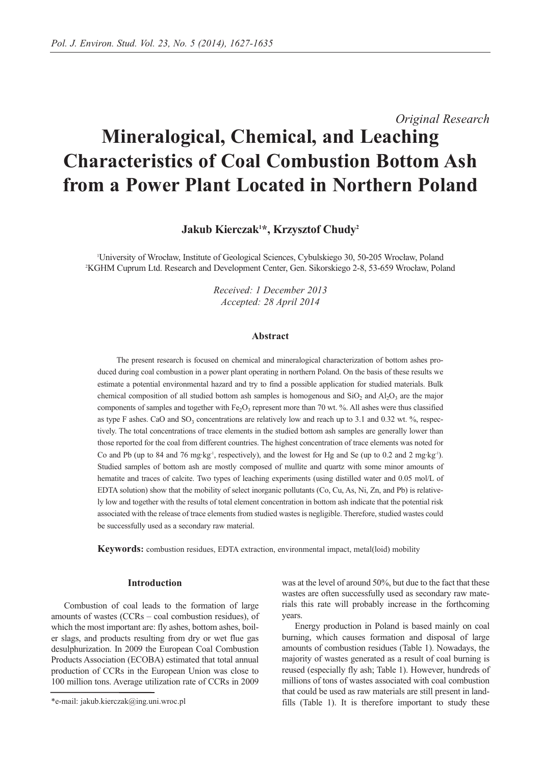*Original Research*

# Mineralogical, Chemical, and Leaching Characteristics of Coal Combustion Bottom Ash from a Power Plant Located in Northern Poland

**Jakub Kierczak[1]\*, Krzysztof Chudy[2]**

[1]University of Wrocław, Institute of Geological Sciences, Cybulskiego 30, 50-205 Wrocław, Poland
[2]KGHM Cuprum Ltd. Research and Development Center, Gen. Sikorskiego 2-8, 53-659 Wrocław, Poland

*Received: 1 December 2013*
*Accepted: 28 April 2014*

### Abstract

The present research is focused on chemical and mineralogical characterization of bottom ashes produced during coal combustion in a power plant operating in northern Poland. On the basis of these results we estimate a potential environmental hazard and try to find a possible application for studied materials. Bulk chemical composition of all studied bottom ash samples is homogenous and $SiO_2$ and $Al_2O_3$ are the major components of samples and together with $Fe_2O_3$ represent more than 70 wt. %. All ashes were thus classified as type F ashes. CaO and $SO_3$ concentrations are relatively low and reach up to 3.1 and 0.32 wt. %, respectively. The total concentrations of trace elements in the studied bottom ash samples are generally lower than those reported for the coal from different countries. The highest concentration of trace elements was noted for Co and Pb (up to 84 and 76 $mg \cdot kg^{-1}$, respectively), and the lowest for Hg and Se (up to 0.2 and 2 $mg \cdot kg^{-1}$). Studied samples of bottom ash are mostly composed of mullite and quartz with some minor amounts of hematite and traces of calcite. Two types of leaching experiments (using distilled water and 0.05 mol/L of EDTA solution) show that the mobility of select inorganic pollutants (Co, Cu, As, Ni, Zn, and Pb) is relatively low and together with the results of total element concentration in bottom ash indicate that the potential risk associated with the release of trace elements from studied wastes is negligible. Therefore, studied wastes could be successfully used as a secondary raw material.

**Keywords:** combustion residues, EDTA extraction, environmental impact, metal(loid) mobility

## Introduction

Combustion of coal leads to the formation of large amounts of wastes (CCRs – coal combustion residues), of which the most important are: fly ashes, bottom ashes, boiler slags, and products resulting from dry or wet flue gas desulphurization. In 2009 the European Coal Combustion Products Association (ECOBA) estimated that total annual production of CCRs in the European Union was close to 100 million tons. Average utilization rate of CCRs in 2009 was at the level of around 50%, but due to the fact that these wastes are often successfully used as secondary raw materials this rate will probably increase in the forthcoming years.

Energy production in Poland is based mainly on coal burning, which causes formation and disposal of large amounts of combustion residues (Table 1). Nowadays, the majority of wastes generated as a result of coal burning is reused (especially fly ash; Table 1). However, hundreds of millions of tons of wastes associated with coal combustion that could be used as raw materials are still present in landfills (Table 1). It is therefore important to study these

\*e-mail: jakub.kierczak@ing.uni.wroc.pl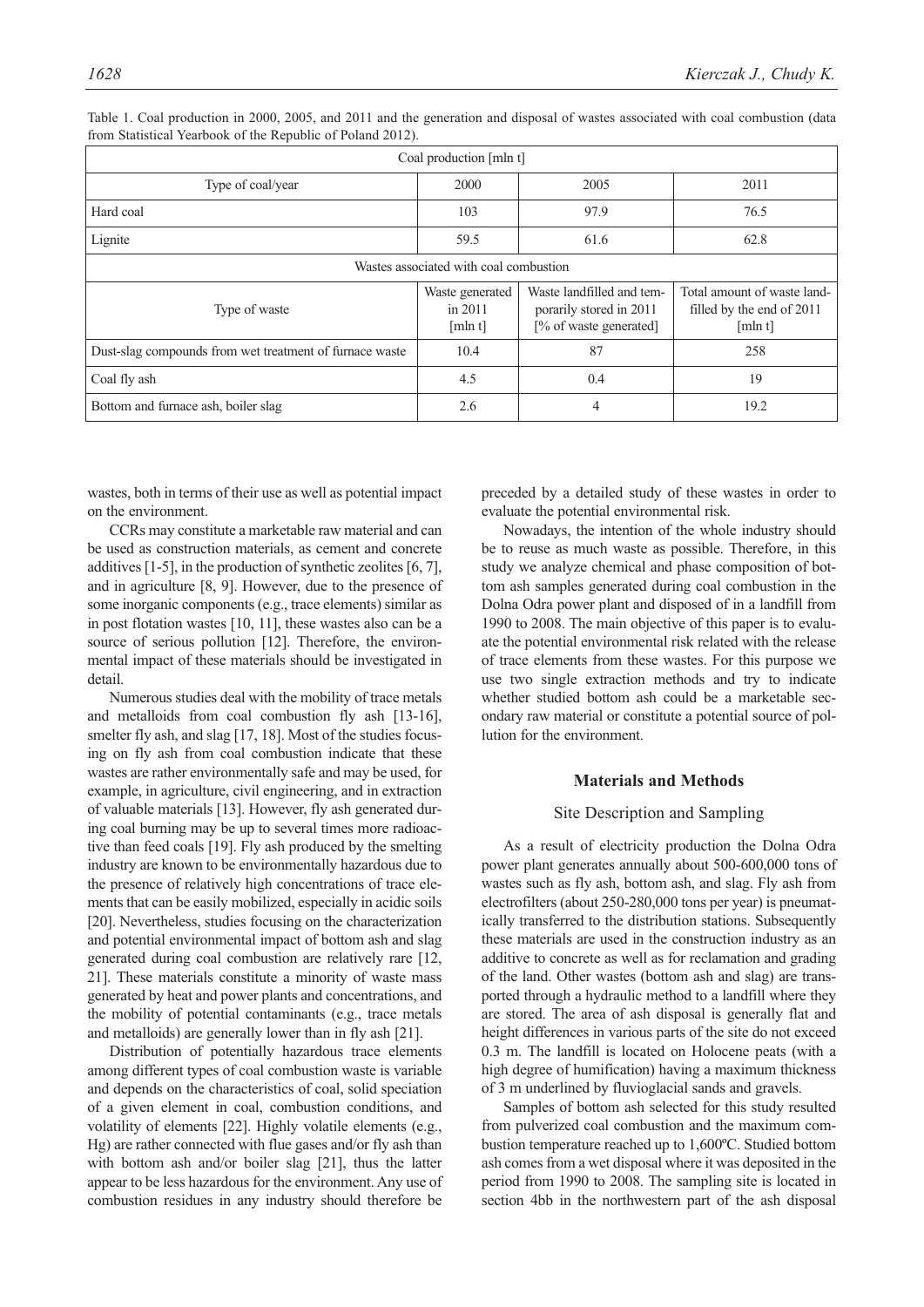Table 1. Coal production in 2000, 2005, and 2011 and the generation and disposal of wastes associated with coal combustion (data from Statistical Yearbook of the Republic of Poland 2012).

| Coal production [mln t] | | | |
|---|---|---|---|
| Type of coal/year | 2000 | 2005 | 2011 |
| Hard coal | 103 | 97.9 | 76.5 |
| Lignite | 59.5 | 61.6 | 62.8 |
| Wastes associated with coal combustion | | | |
| Type of waste | Waste generated in 2011 [mln t] | Waste landfilled and temporarily stored in 2011 [% of waste generated] | Total amount of waste landfilled by the end of 2011 [mln t] |
| Dust-slag compounds from wet treatment of furnace waste | 10.4 | 87 | 258 |
| Coal fly ash | 4.5 | 0.4 | 19 |
| Bottom and furnace ash, boiler slag | 2.6 | 4 | 19.2 |

wastes, both in terms of their use as well as potential impact on the environment.

CCRs may constitute a marketable raw material and can be used as construction materials, as cement and concrete additives [1-5], in the production of synthetic zeolites [6, 7], and in agriculture [8, 9]. However, due to the presence of some inorganic components (e.g., trace elements) similar as in post flotation wastes [10, 11], these wastes also can be a source of serious pollution [12]. Therefore, the environmental impact of these materials should be investigated in detail.

Numerous studies deal with the mobility of trace metals and metalloids from coal combustion fly ash [13-16], smelter fly ash, and slag [17, 18]. Most of the studies focusing on fly ash from coal combustion indicate that these wastes are rather environmentally safe and may be used, for example, in agriculture, civil engineering, and in extraction of valuable materials [13]. However, fly ash generated during coal burning may be up to several times more radioactive than feed coals [19]. Fly ash produced by the smelting industry are known to be environmentally hazardous due to the presence of relatively high concentrations of trace elements that can be easily mobilized, especially in acidic soils [20]. Nevertheless, studies focusing on the characterization and potential environmental impact of bottom ash and slag generated during coal combustion are relatively rare [12, 21]. These materials constitute a minority of waste mass generated by heat and power plants and concentrations, and the mobility of potential contaminants (e.g., trace metals and metalloids) are generally lower than in fly ash [21].

Distribution of potentially hazardous trace elements among different types of coal combustion waste is variable and depends on the characteristics of coal, solid speciation of a given element in coal, combustion conditions, and volatility of elements [22]. Highly volatile elements (e.g., Hg) are rather connected with flue gases and/or fly ash than with bottom ash and/or boiler slag [21], thus the latter appear to be less hazardous for the environment. Any use of combustion residues in any industry should therefore be preceded by a detailed study of these wastes in order to evaluate the potential environmental risk.

Nowadays, the intention of the whole industry should be to reuse as much waste as possible. Therefore, in this study we analyze chemical and phase composition of bottom ash samples generated during coal combustion in the Dolna Odra power plant and disposed of in a landfill from 1990 to 2008. The main objective of this paper is to evaluate the potential environmental risk related with the release of trace elements from these wastes. For this purpose we use two single extraction methods and try to indicate whether studied bottom ash could be a marketable secondary raw material or constitute a potential source of pollution for the environment.

## Materials and Methods

### Site Description and Sampling

As a result of electricity production the Dolna Odra power plant generates annually about 500-600,000 tons of wastes such as fly ash, bottom ash, and slag. Fly ash from electrofilters (about 250-280,000 tons per year) is pneumatically transferred to the distribution stations. Subsequently these materials are used in the construction industry as an additive to concrete as well as for reclamation and grading of the land. Other wastes (bottom ash and slag) are transported through a hydraulic method to a landfill where they are stored. The area of ash disposal is generally flat and height differences in various parts of the site do not exceed 0.3 m. The landfill is located on Holocene peats (with a high degree of humification) having a maximum thickness of 3 m underlined by fluvioglacial sands and gravels.

Samples of bottom ash selected for this study resulted from pulverized coal combustion and the maximum combustion temperature reached up to 1,600ºC. Studied bottom ash comes from a wet disposal where it was deposited in the period from 1990 to 2008. The sampling site is located in section 4bb in the northwestern part of the ash disposal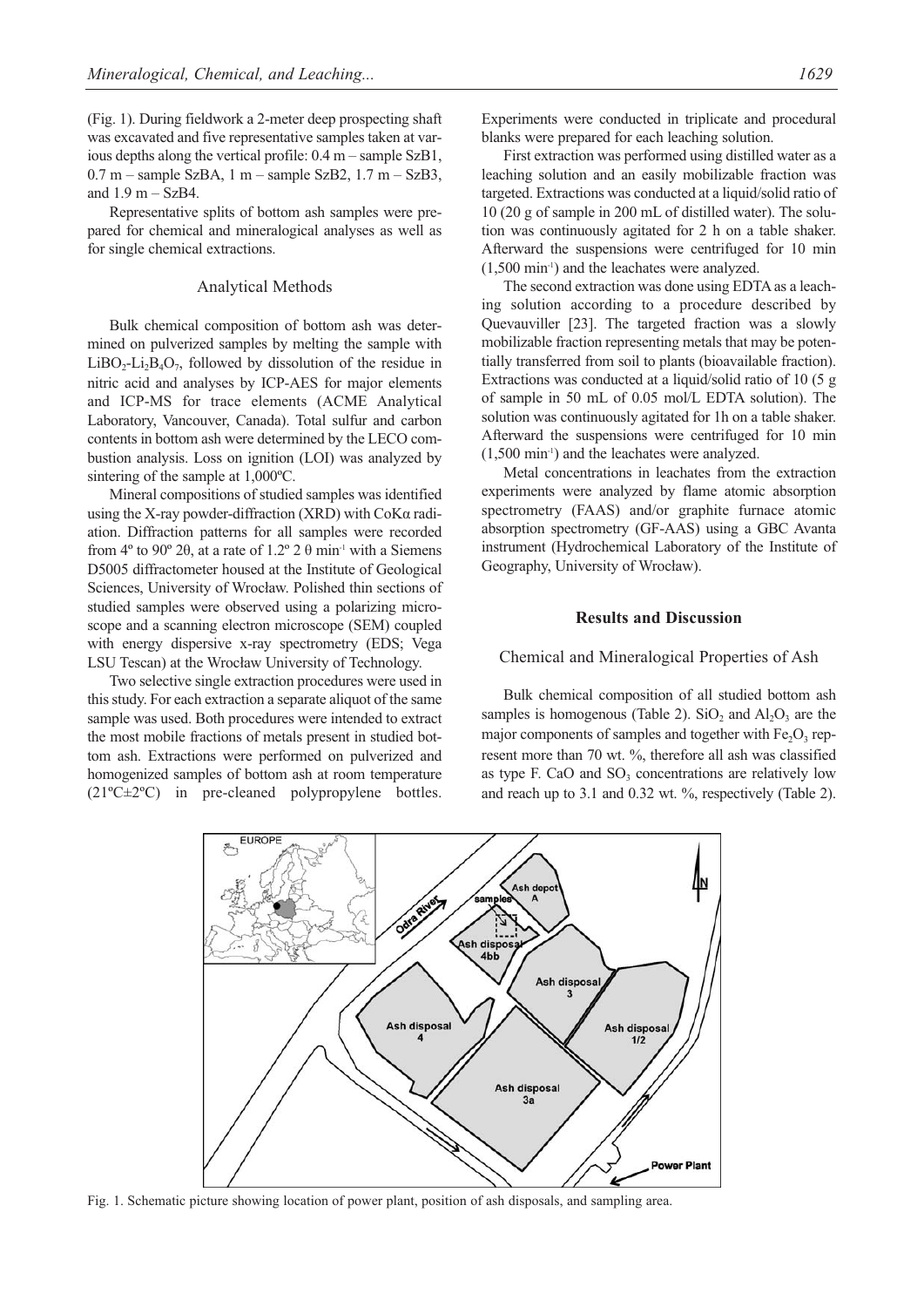(Fig. 1). During fieldwork a 2-meter deep prospecting shaft was excavated and five representative samples taken at various depths along the vertical profile: 0.4 m – sample SzB1, 0.7 m – sample SzBA, 1 m – sample SzB2, 1.7 m – SzB3, and 1.9 m – SzB4.

Representative splits of bottom ash samples were prepared for chemical and mineralogical analyses as well as for single chemical extractions.

## Analytical Methods

Bulk chemical composition of bottom ash was determined on pulverized samples by melting the sample with $LiBO_2$-$Li_2B_4O_7$, followed by dissolution of the residue in nitric acid and analyses by ICP-AES for major elements and ICP-MS for trace elements (ACME Analytical Laboratory, Vancouver, Canada). Total sulfur and carbon contents in bottom ash were determined by the LECO combustion analysis. Loss on ignition (LOI) was analyzed by sintering of the sample at 1,000ºC.

Mineral compositions of studied samples was identified using the X-ray powder-diffraction (XRD) with CoKα radiation. Diffraction patterns for all samples were recorded from 4º to 90º 2θ, at a rate of 1.2º 2 θ $min^{-1}$ with a Siemens D5005 diffractometer housed at the Institute of Geological Sciences, University of Wrocław. Polished thin sections of studied samples were observed using a polarizing microscope and a scanning electron microscope (SEM) coupled with energy dispersive x-ray spectrometry (EDS; Vega LSU Tescan) at the Wrocław University of Technology.

Two selective single extraction procedures were used in this study. For each extraction a separate aliquot of the same sample was used. Both procedures were intended to extract the most mobile fractions of metals present in studied bottom ash. Extractions were performed on pulverized and homogenized samples of bottom ash at room temperature (21ºC±2ºC) in pre-cleaned polypropylene bottles. Experiments were conducted in triplicate and procedural blanks were prepared for each leaching solution.

First extraction was performed using distilled water as a leaching solution and an easily mobilizable fraction was targeted. Extractions was conducted at a liquid/solid ratio of 10 (20 g of sample in 200 mL of distilled water). The solution was continuously agitated for 2 h on a table shaker. Afterward the suspensions were centrifuged for 10 min (1,500 $min^{-1}$) and the leachates were analyzed.

The second extraction was done using EDTA as a leaching solution according to a procedure described by Quevauviller [23]. The targeted fraction was a slowly mobilizable fraction representing metals that may be potentially transferred from soil to plants (bioavailable fraction). Extractions was conducted at a liquid/solid ratio of 10 (5 g of sample in 50 mL of 0.05 mol/L EDTA solution). The solution was continuously agitated for 1h on a table shaker. Afterward the suspensions were centrifuged for 10 min (1,500 $min^{-1}$) and the leachates were analyzed.

Metal concentrations in leachates from the extraction experiments were analyzed by flame atomic absorption spectrometry (FAAS) and/or graphite furnace atomic absorption spectrometry (GF-AAS) using a GBC Avanta instrument (Hydrochemical Laboratory of the Institute of Geography, University of Wrocław).

## Results and Discussion

### Chemical and Mineralogical Properties of Ash

Bulk chemical composition of all studied bottom ash samples is homogenous (Table 2). $SiO_2$ and $Al_2O_3$ are the major components of samples and together with $Fe_2O_3$ represent more than 70 wt. %, therefore all ash was classified as type F. CaO and $SO_3$ concentrations are relatively low and reach up to 3.1 and 0.32 wt. %, respectively (Table 2).

Fig. 1. Schematic picture showing location of power plant, position of ash disposals, and sampling area.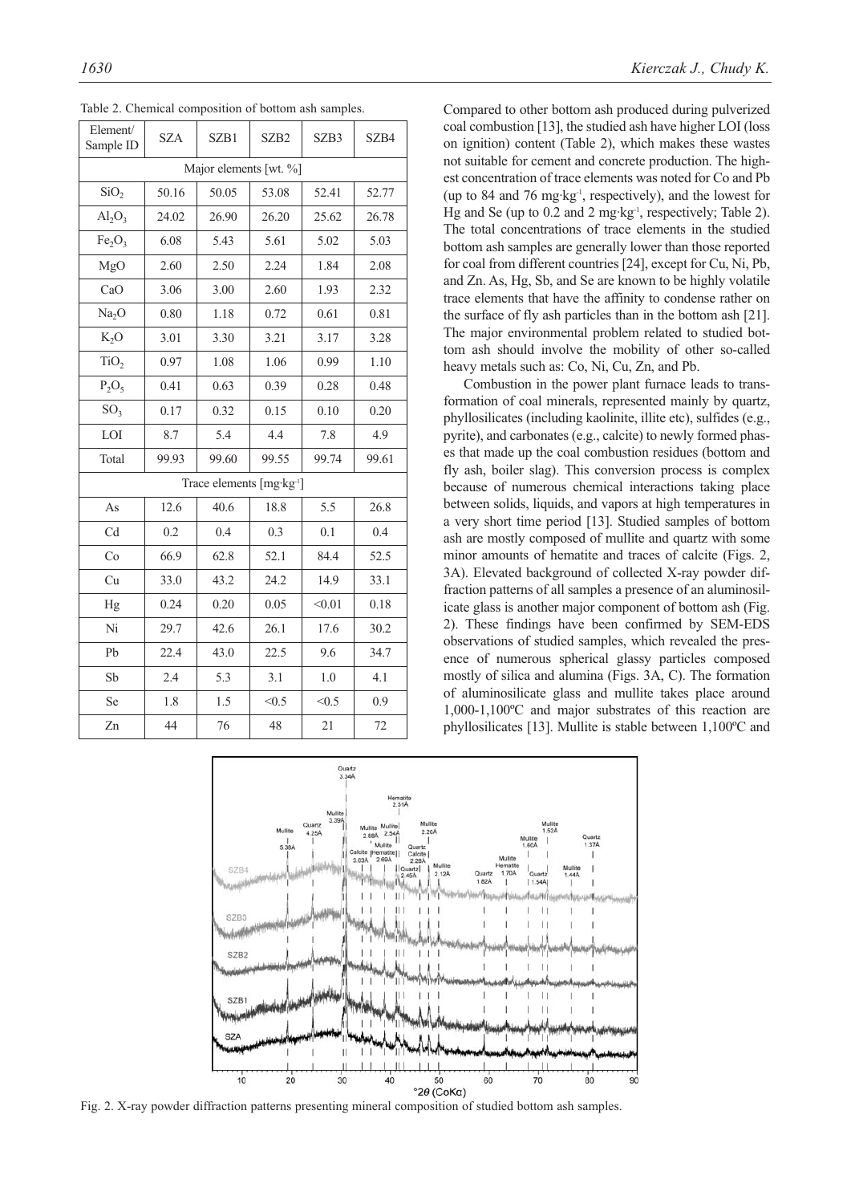Table 2. Chemical composition of bottom ash samples.

| Element/ Sample ID | SZA | SZB1 | SZB2 | SZB3 | SZB4 |
|---|---|---|---|---|---|
| Major elements [wt. %] | | | | | |
| $SiO_2$ | 50.16 | 50.05 | 53.08 | 52.41 | 52.77 |
| $Al_2O_3$ | 24.02 | 26.90 | 26.20 | 25.62 | 26.78 |
| $Fe_2O_3$ | 6.08 | 5.43 | 5.61 | 5.02 | 5.03 |
| MgO | 2.60 | 2.50 | 2.24 | 1.84 | 2.08 |
| CaO | 3.06 | 3.00 | 2.60 | 1.93 | 2.32 |
| $Na_2O$ | 0.80 | 1.18 | 0.72 | 0.61 | 0.81 |
| $K_2O$ | 3.01 | 3.30 | 3.21 | 3.17 | 3.28 |
| $TiO_2$ | 0.97 | 1.08 | 1.06 | 0.99 | 1.10 |
| $P_2O_5$ | 0.41 | 0.63 | 0.39 | 0.28 | 0.48 |
| $SO_3$ | 0.17 | 0.32 | 0.15 | 0.10 | 0.20 |
| LOI | 8.7 | 5.4 | 4.4 | 7.8 | 4.9 |
| Total | 99.93 | 99.60 | 99.55 | 99.74 | 99.61 |
| Trace elements [mg·kg$^{-1}$] | | | | | |
| As | 12.6 | 40.6 | 18.8 | 5.5 | 26.8 |
| Cd | 0.2 | 0.4 | 0.3 | 0.1 | 0.4 |
| Co | 66.9 | 62.8 | 52.1 | 84.4 | 52.5 |
| Cu | 33.0 | 43.2 | 24.2 | 14.9 | 33.1 |
| Hg | 0.24 | 0.20 | 0.05 | <0.01 | 0.18 |
| Ni | 29.7 | 42.6 | 26.1 | 17.6 | 30.2 |
| Pb | 22.4 | 43.0 | 22.5 | 9.6 | 34.7 |
| Sb | 2.4 | 5.3 | 3.1 | 1.0 | 4.1 |
| Se | 1.8 | 1.5 | <0.5 | <0.5 | 0.9 |
| Zn | 44 | 76 | 48 | 21 | 72 |

Compared to other bottom ash produced during pulverized coal combustion [13], the studied ash have higher LOI (loss on ignition) content (Table 2), which makes these wastes not suitable for cement and concrete production. The highest concentration of trace elements was noted for Co and Pb (up to 84 and 76 mg·kg$^{-1}$, respectively), and the lowest for Hg and Se (up to 0.2 and 2 mg·kg$^{-1}$, respectively; Table 2). The total concentrations of trace elements in the studied bottom ash samples are generally lower than those reported for coal from different countries [24], except for Cu, Ni, Pb, and Zn. As, Hg, Sb, and Se are known to be highly volatile trace elements that have the affinity to condense rather on the surface of fly ash particles than in the bottom ash [21]. The major environmental problem related to studied bottom ash should involve the mobility of other so-called heavy metals such as: Co, Ni, Cu, Zn, and Pb.

Combustion in the power plant furnace leads to transformation of coal minerals, represented mainly by quartz, phyllosilicates (including kaolinite, illite etc), sulfides (e.g., pyrite), and carbonates (e.g., calcite) to newly formed phases that made up the coal combustion residues (bottom and fly ash, boiler slag). This conversion process is complex because of numerous chemical interactions taking place between solids, liquids, and vapors at high temperatures in a very short time period [13]. Studied samples of bottom ash are mostly composed of mullite and quartz with some minor amounts of hematite and traces of calcite (Figs. 2, 3A). Elevated background of collected X-ray powder diffraction patterns of all samples a presence of an aluminosilicate glass is another major component of bottom ash (Fig. 2). These findings have been confirmed by SEM-EDS observations of studied samples, which revealed the presence of numerous spherical glassy particles composed mostly of silica and alumina (Figs. 3A, C). The formation of aluminosilicate glass and mullite takes place around 1,000-1,100ºC and major substrates of this reaction are phyllosilicates [13]. Mullite is stable between 1,100ºC and

Fig. 2. X-ray powder diffraction patterns presenting mineral composition of studied bottom ash samples.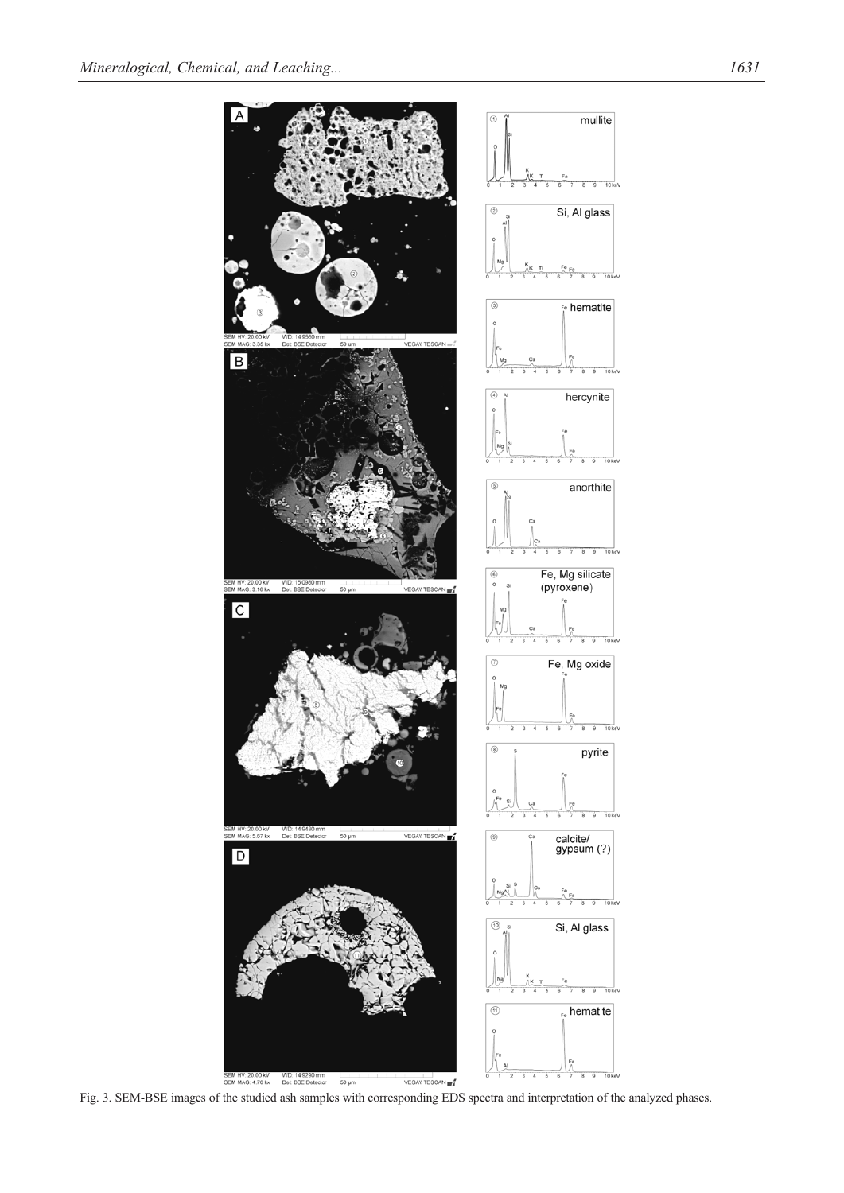Fig. 3. SEM-BSE images of the studied ash samples with corresponding EDS spectra and interpretation of the analyzed phases.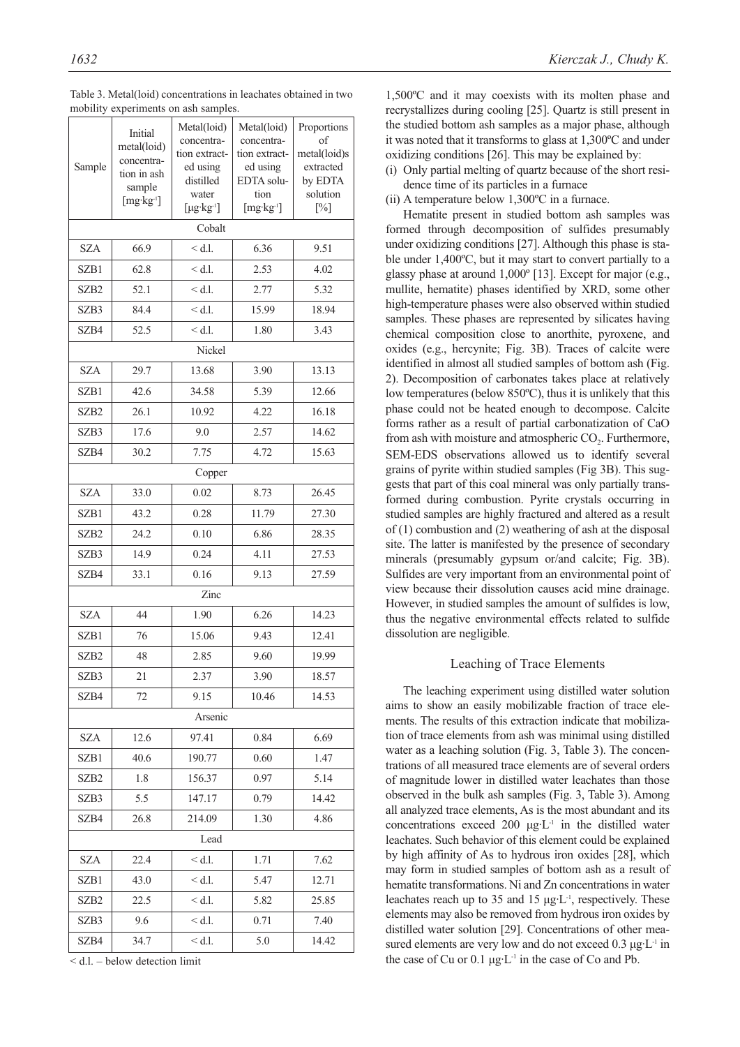Table 3. Metal(loid) concentrations in leachates obtained in two mobility experiments on ash samples.

| Sample | Initial metal(loid) concentration in ash sample [mg·kg$^{-1}$] | Metal(loid) concentration extracted using distilled water [μg·kg$^{-1}$] | Metal(loid) concentration extracted using EDTA solution [mg·kg$^{-1}$] | Proportions of metal(loid)s extracted by EDTA solution [%] |
|---|---|---|---|---|
| Cobalt | | | | |
| SZA | 66.9 | < d.l. | 6.36 | 9.51 |
| SZB1 | 62.8 | < d.l. | 2.53 | 4.02 |
| SZB2 | 52.1 | < d.l. | 2.77 | 5.32 |
| SZB3 | 84.4 | < d.l. | 15.99 | 18.94 |
| SZB4 | 52.5 | < d.l. | 1.80 | 3.43 |
| Nickel | | | | |
| SZA | 29.7 | 13.68 | 3.90 | 13.13 |
| SZB1 | 42.6 | 34.58 | 5.39 | 12.66 |
| SZB2 | 26.1 | 10.92 | 4.22 | 16.18 |
| SZB3 | 17.6 | 9.0 | 2.57 | 14.62 |
| SZB4 | 30.2 | 7.75 | 4.72 | 15.63 |
| Copper | | | | |
| SZA | 33.0 | 0.02 | 8.73 | 26.45 |
| SZB1 | 43.2 | 0.28 | 11.79 | 27.30 |
| SZB2 | 24.2 | 0.10 | 6.86 | 28.35 |
| SZB3 | 14.9 | 0.24 | 4.11 | 27.53 |
| SZB4 | 33.1 | 0.16 | 9.13 | 27.59 |
| Zinc | | | | |
| SZA | 44 | 1.90 | 6.26 | 14.23 |
| SZB1 | 76 | 15.06 | 9.43 | 12.41 |
| SZB2 | 48 | 2.85 | 9.60 | 19.99 |
| SZB3 | 21 | 2.37 | 3.90 | 18.57 |
| SZB4 | 72 | 9.15 | 10.46 | 14.53 |
| Arsenic | | | | |
| SZA | 12.6 | 97.41 | 0.84 | 6.69 |
| SZB1 | 40.6 | 190.77 | 0.60 | 1.47 |
| SZB2 | 1.8 | 156.37 | 0.97 | 5.14 |
| SZB3 | 5.5 | 147.17 | 0.79 | 14.42 |
| SZB4 | 26.8 | 214.09 | 1.30 | 4.86 |
| Lead | | | | |
| SZA | 22.4 | < d.l. | 1.71 | 7.62 |
| SZB1 | 43.0 | < d.l. | 5.47 | 12.71 |
| SZB2 | 22.5 | < d.l. | 5.82 | 25.85 |
| SZB3 | 9.6 | < d.l. | 0.71 | 7.40 |
| SZB4 | 34.7 | < d.l. | 5.0 | 14.42 |

< d.l. – below detection limit

1,500ºC and it may coexists with its molten phase and recrystallizes during cooling [25]. Quartz is still present in the studied bottom ash samples as a major phase, although it was noted that it transforms to glass at 1,300ºC and under oxidizing conditions [26]. This may be explained by:

(i) Only partial melting of quartz because of the short residence time of its particles in a furnace
(ii) A temperature below 1,300ºC in a furnace.

Hematite present in studied bottom ash samples was formed through decomposition of sulfides presumably under oxidizing conditions [27]. Although this phase is stable under 1,400ºC, but it may start to convert partially to a glassy phase at around 1,000º [13]. Except for major (e.g., mullite, hematite) phases identified by XRD, some other high-temperature phases were also observed within studied samples. These phases are represented by silicates having chemical composition close to anorthite, pyroxene, and oxides (e.g., hercynite; Fig. 3B). Traces of calcite were identified in almost all studied samples of bottom ash (Fig. 2). Decomposition of carbonates takes place at relatively low temperatures (below 850ºC), thus it is unlikely that this phase could not be heated enough to decompose. Calcite forms rather as a result of partial carbonatization of CaO from ash with moisture and atmospheric $CO_2$. Furthermore, SEM-EDS observations allowed us to identify several grains of pyrite within studied samples (Fig 3B). This suggests that part of this coal mineral was only partially transformed during combustion. Pyrite crystals occurring in studied samples are highly fractured and altered as a result of (1) combustion and (2) weathering of ash at the disposal site. The latter is manifested by the presence of secondary minerals (presumably gypsum or/and calcite; Fig. 3B). Sulfides are very important from an environmental point of view because their dissolution causes acid mine drainage. However, in studied samples the amount of sulfides is low, thus the negative environmental effects related to sulfide dissolution are negligible.

## Leaching of Trace Elements

The leaching experiment using distilled water solution aims to show an easily mobilizable fraction of trace elements. The results of this extraction indicate that mobilization of trace elements from ash was minimal using distilled water as a leaching solution (Fig. 3, Table 3). The concentrations of all measured trace elements are of several orders of magnitude lower in distilled water leachates than those observed in the bulk ash samples (Fig. 3, Table 3). Among all analyzed trace elements, As is the most abundant and its concentrations exceed 200 μg·L$^{-1}$ in the distilled water leachates. Such behavior of this element could be explained by high affinity of As to hydrous iron oxides [28], which may form in studied samples of bottom ash as a result of hematite transformations. Ni and Zn concentrations in water leachates reach up to 35 and 15 μg·L$^{-1}$, respectively. These elements may also be removed from hydrous iron oxides by distilled water solution [29]. Concentrations of other measured elements are very low and do not exceed 0.3 μg·L$^{-1}$ in the case of Cu or 0.1 μg·L$^{-1}$ in the case of Co and Pb.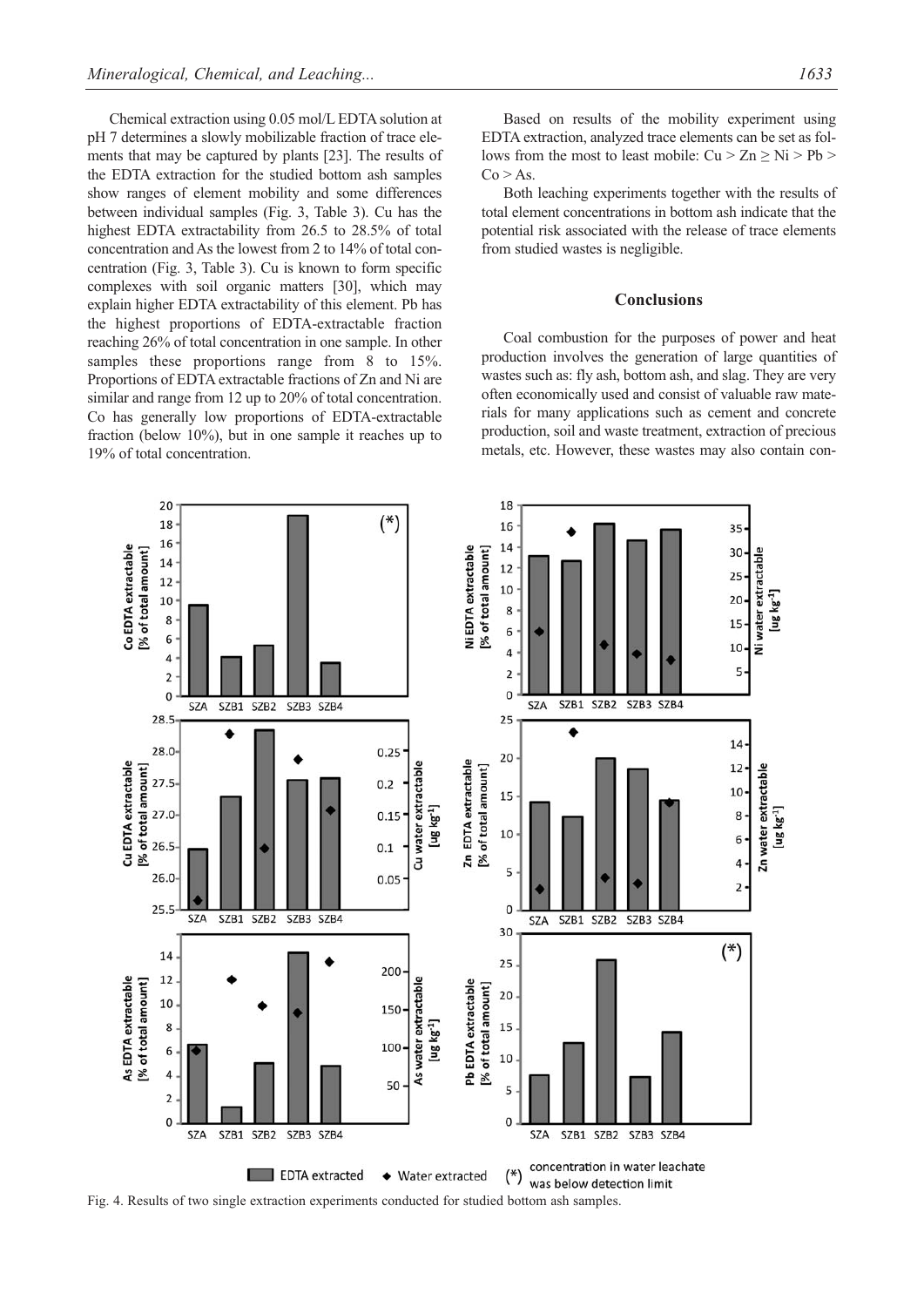Chemical extraction using 0.05 mol/L EDTA solution at pH 7 determines a slowly mobilizable fraction of trace elements that may be captured by plants [23]. The results of the EDTA extraction for the studied bottom ash samples show ranges of element mobility and some differences between individual samples (Fig. 3, Table 3). Cu has the highest EDTA extractability from 26.5 to 28.5% of total concentration and As the lowest from 2 to 14% of total concentration (Fig. 3, Table 3). Cu is known to form specific complexes with soil organic matters [30], which may explain higher EDTA extractability of this element. Pb has the highest proportions of EDTA-extractable fraction reaching 26% of total concentration in one sample. In other samples these proportions range from 8 to 15%. Proportions of EDTA extractable fractions of Zn and Ni are similar and range from 12 up to 20% of total concentration. Co has generally low proportions of EDTA-extractable fraction (below 10%), but in one sample it reaches up to 19% of total concentration.

Based on results of the mobility experiment using EDTA extraction, analyzed trace elements can be set as follows from the most to least mobile: Cu > Zn ≥ Ni > Pb > Co > As.

Both leaching experiments together with the results of total element concentrations in bottom ash indicate that the potential risk associated with the release of trace elements from studied wastes is negligible.

## Conclusions

Coal combustion for the purposes of power and heat production involves the generation of large quantities of wastes such as: fly ash, bottom ash, and slag. They are very often economically used and consist of valuable raw materials for many applications such as cement and concrete production, soil and waste treatment, extraction of precious metals, etc. However, these wastes may also contain con-

Fig. 4. Results of two single extraction experiments conducted for studied bottom ash samples.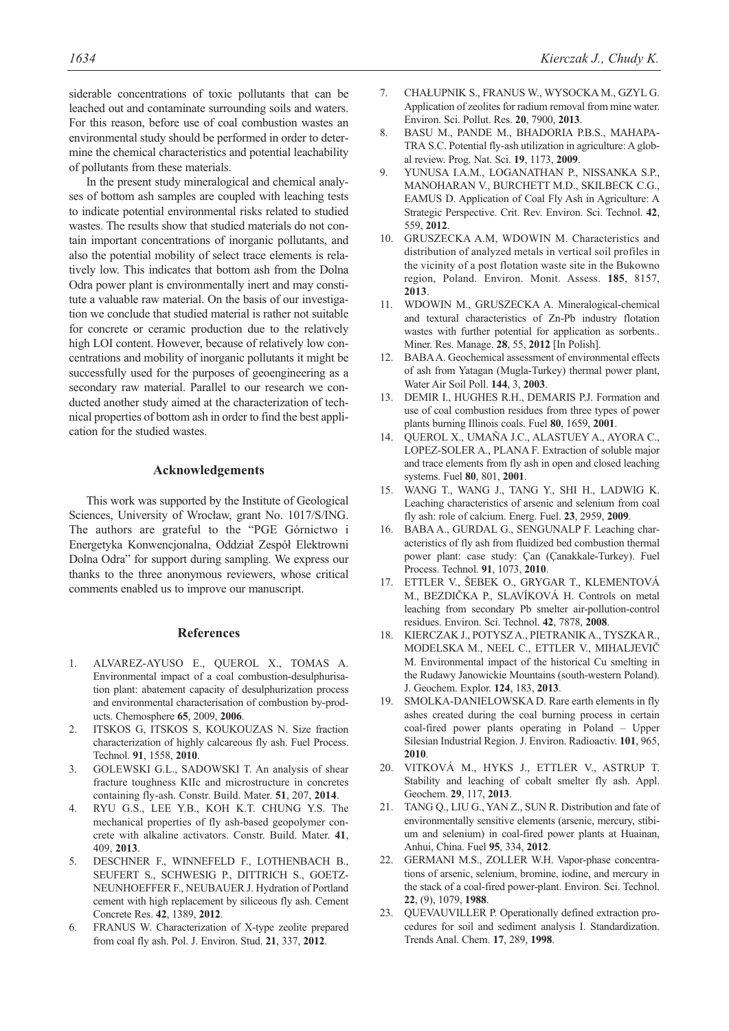siderable concentrations of toxic pollutants that can be leached out and contaminate surrounding soils and waters. For this reason, before use of coal combustion wastes an environmental study should be performed in order to determine the chemical characteristics and potential leachability of pollutants from these materials.

In the present study mineralogical and chemical analyses of bottom ash samples are coupled with leaching tests to indicate potential environmental risks related to studied wastes. The results show that studied materials do not contain important concentrations of inorganic pollutants, and also the potential mobility of select trace elements is relatively low. This indicates that bottom ash from the Dolna Odra power plant is environmentally inert and may constitute a valuable raw material. On the basis of our investigation we conclude that studied material is rather not suitable for concrete or ceramic production due to the relatively high LOI content. However, because of relatively low concentrations and mobility of inorganic pollutants it might be successfully used for the purposes of geoengineering as a secondary raw material. Parallel to our research we conducted another study aimed at the characterization of technical properties of bottom ash in order to find the best application for the studied wastes.

## Acknowledgements

This work was supported by the Institute of Geological Sciences, University of Wrocław, grant No. 1017/S/ING. The authors are grateful to the "PGE Górnictwo i Energetyka Konwencjonalna, Oddział Zespół Elektrowni Dolna Odra" for support during sampling. We express our thanks to the three anonymous reviewers, whose critical comments enabled us to improve our manuscript.

## References

1. ALVAREZ-AYUSO E., QUEROL X., TOMAS A. Environmental impact of a coal combustion-desulphurisation plant: abatement capacity of desulphurization process and environmental characterisation of combustion by-products. Chemosphere **65**, 2009, **2006**.
2. ITSKOS G, ITSKOS S, KOUKOUZAS N. Size fraction characterization of highly calcareous fly ash. Fuel Process. Technol. **91**, 1558, **2010**.
3. GOLEWSKI G.L., SADOWSKI T. An analysis of shear fracture toughness KIIc and microstructure in concretes containing fly-ash. Constr. Build. Mater. **51**, 207, **2014**.
4. RYU G.S., LEE Y.B., KOH K.T. CHUNG Y.S. The mechanical properties of fly ash-based geopolymer concrete with alkaline activators. Constr. Build. Mater. **41**, 409, **2013**.
5. DESCHNER F., WINNEFELD F., LOTHENBACH B., SEUFERT S., SCHWESIG P., DITTRICH S., GOETZ-NEUNHOEFFER F., NEUBAUER J. Hydration of Portland cement with high replacement by siliceous fly ash. Cement Concrete Res. **42**, 1389, **2012**.
6. FRANUS W. Characterization of X-type zeolite prepared from coal fly ash. Pol. J. Environ. Stud. **21**, 337, **2012**.
7. CHAŁUPNIK S., FRANUS W., WYSOCKA M., GZYL G. Application of zeolites for radium removal from mine water. Environ. Sci. Pollut. Res. **20**, 7900, **2013**.
8. BASU M., PANDE M., BHADORIA P.B.S., MAHAPATRA S.C. Potential fly-ash utilization in agriculture: A global review. Prog. Nat. Sci. **19**, 1173, **2009**.
9. YUNUSA I.A.M., LOGANATHAN P., NISSANKA S.P., MANOHARAN V., BURCHETT M.D., SKILBECK C.G., EAMUS D. Application of Coal Fly Ash in Agriculture: A Strategic Perspective. Crit. Rev. Environ. Sci. Technol. **42**, 559, **2012**.
10. GRUSZECKA A.M, WDOWIN M. Characteristics and distribution of analyzed metals in vertical soil profiles in the vicinity of a post flotation waste site in the Bukowno region, Poland. Environ. Monit. Assess. **185**, 8157, **2013**.
11. WDOWIN M., GRUSZECKA A. Mineralogical-chemical and textural characteristics of Zn-Pb industry flotation wastes with further potential for application as sorbents.. Miner. Res. Manage. **28**, 55, **2012** [In Polish].
12. BABA A. Geochemical assessment of environmental effects of ash from Yatagan (Mugla-Turkey) thermal power plant, Water Air Soil Poll. **144**, 3, **2003**.
13. DEMIR I., HUGHES R.H., DEMARIS P.J. Formation and use of coal combustion residues from three types of power plants burning Illinois coals. Fuel **80**, 1659, **2001**.
14. QUEROL X., UMAÑA J.C., ALASTUEY A., AYORA C., LOPEZ-SOLER A., PLANA F. Extraction of soluble major and trace elements from fly ash in open and closed leaching systems. Fuel **80**, 801, **2001**.
15. WANG T., WANG J., TANG Y., SHI H., LADWIG K. Leaching characteristics of arsenic and selenium from coal fly ash: role of calcium. Energ. Fuel. **23**, 2959, **2009**.
16. BABA A., GURDAL G., SENGUNALP F. Leaching characteristics of fly ash from fluidized bed combustion thermal power plant: case study: Çan (Çanakkale-Turkey). Fuel Process. Technol. **91**, 1073, **2010**.
17. ETTLER V., ŠEBEK O., GRYGAR T., KLEMENTOVÁ M., BEZDIČKA P., SLAVÍKOVÁ H. Controls on metal leaching from secondary Pb smelter air-pollution-control residues. Environ. Sci. Technol. **42**, 7878, **2008**.
18. KIERCZAK J., POTYSZ A., PIETRANIK A., TYSZKA R., MODELSKA M., NEEL C., ETTLER V., MIHALJEVIČ M. Environmental impact of the historical Cu smelting in the Rudawy Janowickie Mountains (south-western Poland). J. Geochem. Explor. **124**, 183, **2013**.
19. SMOLKA-DANIELOWSKA D. Rare earth elements in fly ashes created during the coal burning process in certain coal-fired power plants operating in Poland – Upper Silesian Industrial Region. J. Environ. Radioactiv. **101**, 965, **2010**.
20. VITKOVÁ M., HYKS J., ETTLER V., ASTRUP T. Stability and leaching of cobalt smelter fly ash. Appl. Geochem. **29**, 117, **2013**.
21. TANG Q., LIU G., YAN Z., SUN R. Distribution and fate of environmentally sensitive elements (arsenic, mercury, stibium and selenium) in coal-fired power plants at Huainan, Anhui, China. Fuel **95**, 334, **2012**.
22. GERMANI M.S., ZOLLER W.H. Vapor-phase concentrations of arsenic, selenium, bromine, iodine, and mercury in the stack of a coal-fired power-plant. Environ. Sci. Technol. **22**, (9), 1079, **1988**.
23. QUEVAUVILLER P. Operationally defined extraction procedures for soil and sediment analysis I. Standardization. Trends Anal. Chem. **17**, 289, **1998**.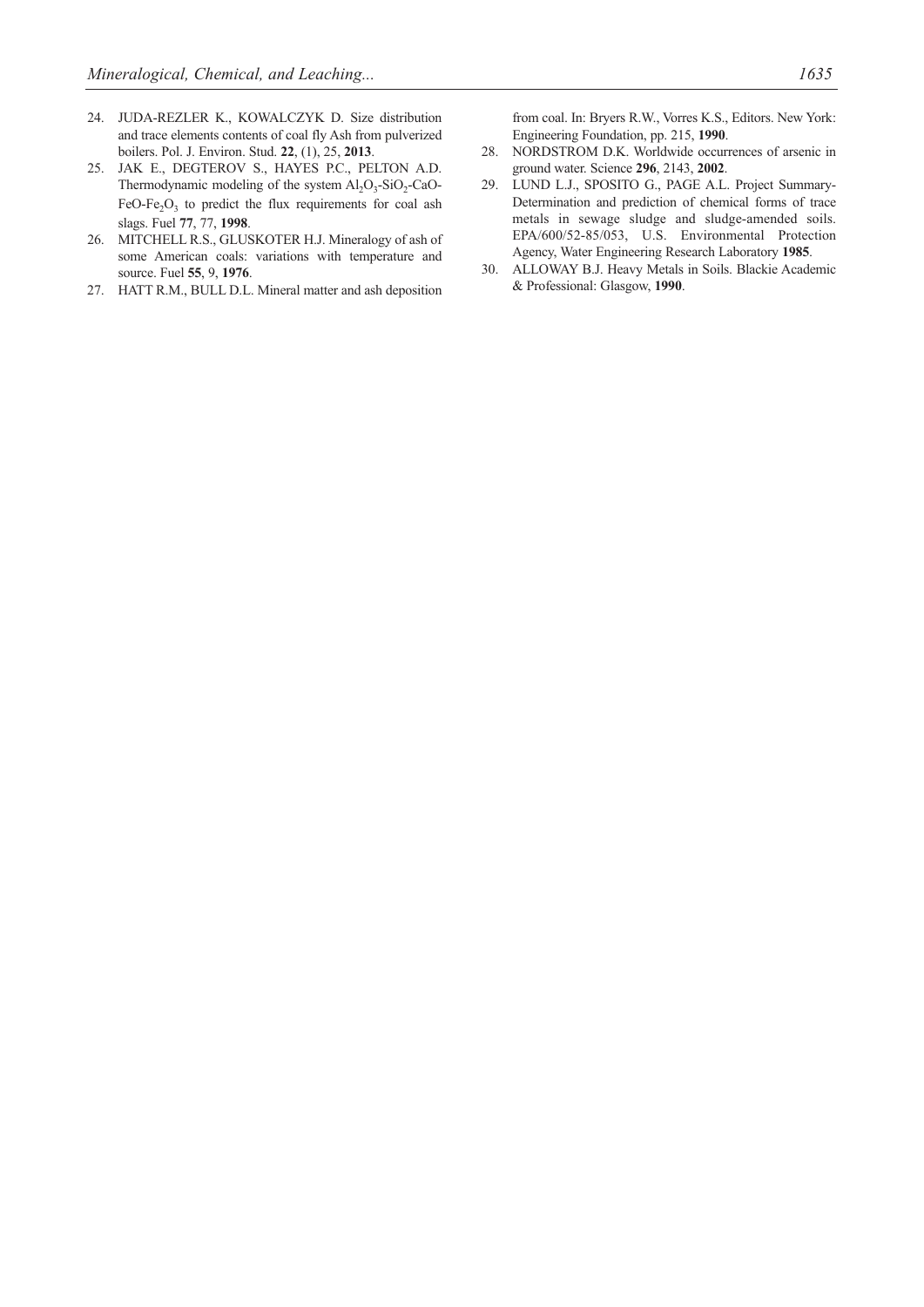24. JUDA-REZLER K., KOWALCZYK D. Size distribution and trace elements contents of coal fly Ash from pulverized boilers. Pol. J. Environ. Stud. **22**, (1), 25, **2013**.
25. JAK E., DEGTEROV S., HAYES P.C., PELTON A.D. Thermodynamic modeling of the system $Al_2O_3$-$SiO_2$-CaO-FeO-$Fe_2O_3$ to predict the flux requirements for coal ash slags. Fuel **77**, 77, **1998**.
26. MITCHELL R.S., GLUSKOTER H.J. Mineralogy of ash of some American coals: variations with temperature and source. Fuel **55**, 9, **1976**.
27. HATT R.M., BULL D.L. Mineral matter and ash deposition from coal. In: Bryers R.W., Vorres K.S., Editors. New York: Engineering Foundation, pp. 215, **1990**.
28. NORDSTROM D.K. Worldwide occurrences of arsenic in ground water. Science **296**, 2143, **2002**.
29. LUND L.J., SPOSITO G., PAGE A.L. Project Summary-Determination and prediction of chemical forms of trace metals in sewage sludge and sludge-amended soils. EPA/600/52-85/053, U.S. Environmental Protection Agency, Water Engineering Research Laboratory **1985**.
30. ALLOWAY B.J. Heavy Metals in Soils. Blackie Academic & Professional: Glasgow, **1990**.